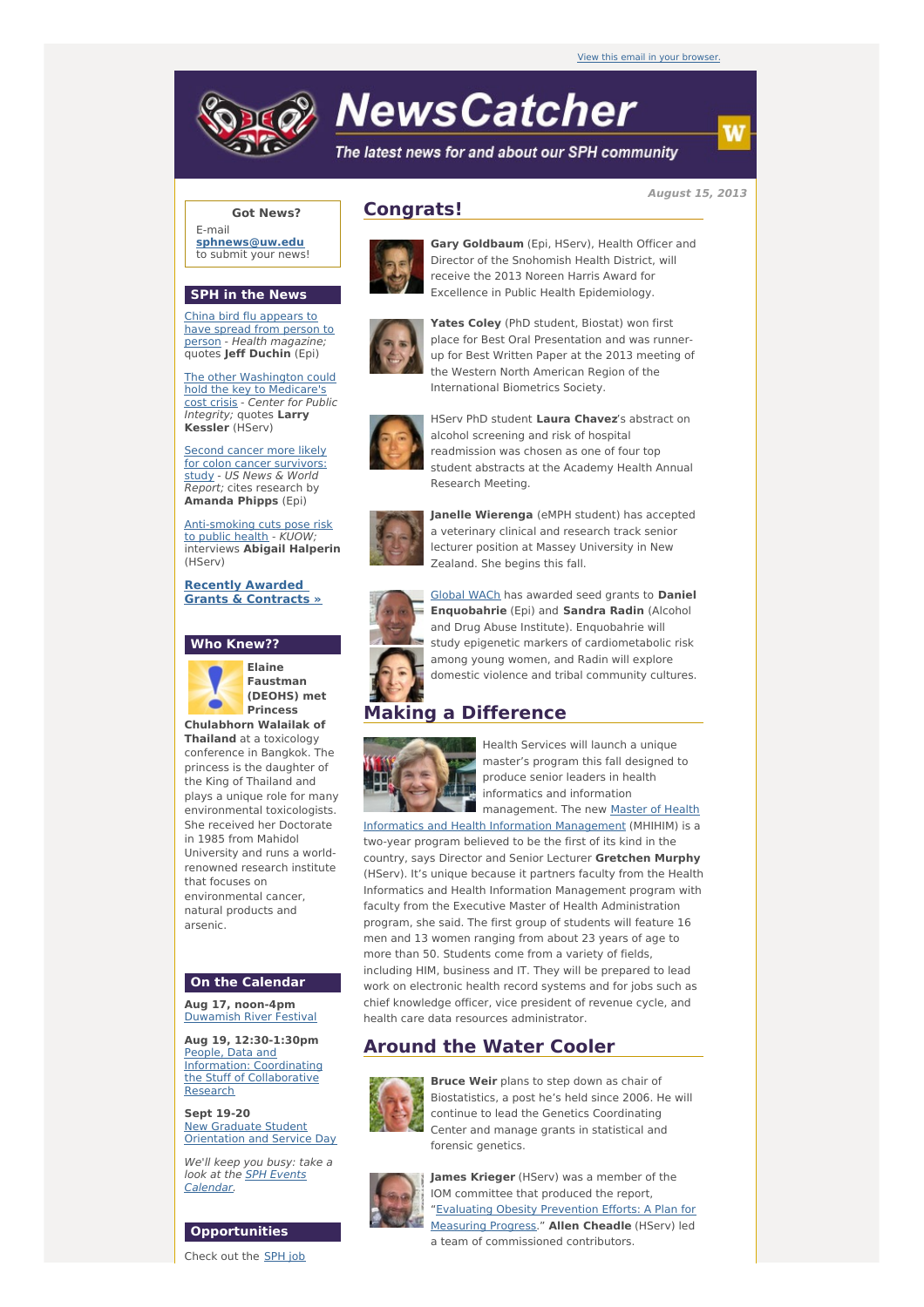View this email in your browser.

# NewsCatcher

*The latest news for and about our SPH community*

**August 15, 2013**

### Got News?

E-mail **sphnews@uw.edu** to submit your news!

### SPH in the News

China bird flu appears to have spread from person to person - *Health magazine;* quotes **Jeff Duchin** (Epi)

The other Washington could hold the key to Medicare's cost crisis - *Center for Public Integrity;* quotes **Larry Kessler** (HServ)

Second cancer more likely for colon cancer survivors: study - *US News & World Report;* cites research by **Amanda Phipps** (Epi)

Anti-smoking cuts pose risk to public health - *KUOW;* interviews **Abigail Halperin** (HServ)

**Recently Awarded Grants & Contracts »**

### Who Knew??

**Elaine Faustman (DEOHS) met Princess Chulabhorn Walailak of Thailand** at a toxicology conference in Bangkok. The princess is the daughter of the King of Thailand and plays a unique role for many environmental toxicologists. She received her Doctorate in 1985 from Mahidol University and runs a world-renowned research institute that focuses on environmental cancer, natural products and arsenic.

### On the Calendar

**Aug 17, noon-4pm**
Duwamish River Festival

**Aug 19, 12:30-1:30pm**
People, Data and Information: Coordinating the Stuff of Collaborative Research

**Sept 19-20**
New Graduate Student Orientation and Service Day

*We'll keep you busy: take a look at the SPH Events Calendar.*

### Opportunities

Check out the SPH job

## Congrats!

**Gary Goldbaum** (Epi, HServ), Health Officer and Director of the Snohomish Health District, will receive the 2013 Noreen Harris Award for Excellence in Public Health Epidemiology.

**Yates Coley** (PhD student, Biostat) won first place for Best Oral Presentation and was runner-up for Best Written Paper at the 2013 meeting of the Western North American Region of the International Biometrics Society.

HServ PhD student **Laura Chavez**'s abstract on alcohol screening and risk of hospital readmission was chosen as one of four top student abstracts at the Academy Health Annual Research Meeting.

**Janelle Wierenga** (eMPH student) has accepted a veterinary clinical and research track senior lecturer position at Massey University in New Zealand. She begins this fall.

Global WACh has awarded seed grants to **Daniel Enquobahrie** (Epi) and **Sandra Radin** (Alcohol and Drug Abuse Institute). Enquobahrie will study epigenetic markers of cardiometabolic risk among young women, and Radin will explore domestic violence and tribal community cultures.

## Making a Difference

Health Services will launch a unique master's program this fall designed to produce senior leaders in health informatics and information management. The new Master of Health Informatics and Health Information Management (MHIHIM) is a two-year program believed to be the first of its kind in the country, says Director and Senior Lecturer **Gretchen Murphy** (HServ). It's unique because it partners faculty from the Health Informatics and Health Information Management program with faculty from the Executive Master of Health Administration program, she said. The first group of students will feature 16 men and 13 women ranging from about 23 years of age to more than 50. Students come from a variety of fields, including HIM, business and IT. They will be prepared to lead work on electronic health record systems and for jobs such as chief knowledge officer, vice president of revenue cycle, and health care data resources administrator.

## Around the Water Cooler

**Bruce Weir** plans to step down as chair of Biostatistics, a post he's held since 2006. He will continue to lead the Genetics Coordinating Center and manage grants in statistical and forensic genetics.

**James Krieger** (HServ) was a member of the IOM committee that produced the report, "Evaluating Obesity Prevention Efforts: A Plan for Measuring Progress." **Allen Cheadle** (HServ) led a team of commissioned contributors.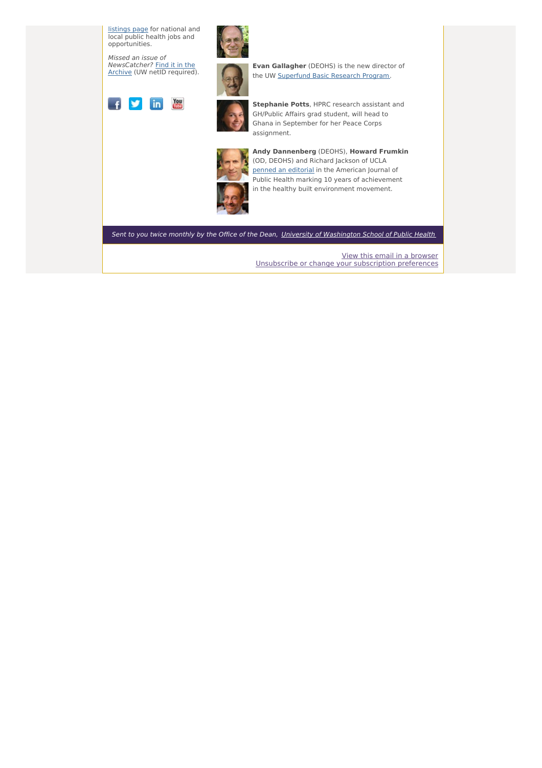listings page for national and local public health jobs and opportunities.

*Missed an issue of NewsCatcher?* Find it in the Archive (UW netID required).

**Evan Gallagher** (DEOHS) is the new director of the UW Superfund Basic Research Program.

**Stephanie Potts**, HPRC research assistant and GH/Public Affairs grad student, will head to Ghana in September for her Peace Corps assignment.

**Andy Dannenberg** (DEOHS), **Howard Frumkin** (OD, DEOHS) and Richard Jackson of UCLA penned an editorial in the American Journal of Public Health marking 10 years of achievement in the healthy built environment movement.

*Sent to you twice monthly by the Office of the Dean, University of Washington School of Public Health*

View this email in a browser
Unsubscribe or change your subscription preferences